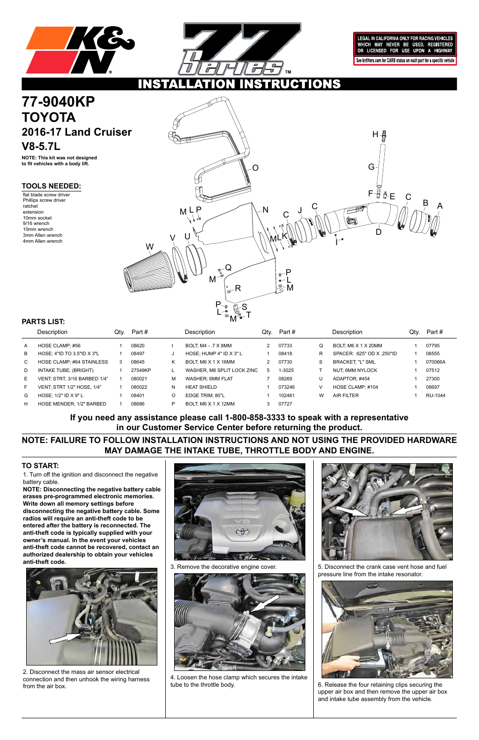LEGAL IN CALIFORNIA ONLY FOR RACING VEHICLES WHICH MAY NEVER BE USED, REGISTERED OR LICENSED FOR USE UPON A HIGHWAY.

See knfilters.com for CARB status on each part for a specific vehicle

# INSTALLATION INSTRUCTIONS

# 77-9040KP
# TOYOTA
## 2016-17 Land Cruiser
## V8-5.7L

**NOTE: This kit was not designed to fit vehicles with a body lift.**

### TOOLS NEEDED:

flat blade screw driver
Phillips screw driver
ratchet
extension
10mm socket
9/16 wrench
10mm wrench
3mm Allen wrench
4mm Allen wrench

### PARTS LIST:

| | Description | Qty. | Part # | | Description | Qty. | Part # | | Description | Qty. | Part # |
|---|---|---|---|---|---|---|---|---|---|---|---|
| A | HOSE CLAMP; #56 | 1 | 08620 | I | BOLT; M4 - .7 X 8MM | 2 | 07733 | Q | BOLT; M6 X 1 X 20MM | 1 | 07795 |
| B | HOSE; 4"ID TO 3.5"ID X 3"L | 1 | 08497 | J | HOSE; HUMP 4" ID X 3" L | 1 | 08418 | R | SPACER: .625" OD X .250"ID | 1 | 06555 |
| C | HOSE CLAMP; #64 STAINLESS | 3 | 08645 | K | BOLT; M6 X 1 X 16MM | 2 | 07730 | S | BRACKET; "L" SML | 1 | 070066A |
| D | INTAKE TUBE; (BRIGHT) | 1 | 27549KP | L | WASHER, M6 SPLIT LOCK ZINC | 5 | 1-3025 | T | NUT; 6MM NYLOCK | 1 | 07512 |
| E | VENT; STRT, 3/16 BARBED 1/4" | 1 | 080021 | M | WASHER; 6MM FLAT | 7 | 08269 | U | ADAPTOR; #454 | 1 | 27300 |
| F | VENT; STRT 1/2" HOSE, 1/4" | 1 | 080022 | N | HEAT SHIELD | 1 | 073246 | V | HOSE CLAMP; #104 | 1 | 08697 |
| G | HOSE; 1/2" ID X 9" L | 1 | 08401 | O | EDGE TRIM; 80"L | 1 | 102461 | W | AIR FILTER | 1 | RU-1044 |
| H | HOSE MENDER; 1/2" BARBED | 1 | 08686 | P | BOLT; M6 X 1 X 12MM | 3 | 07727 | | | | |

**If you need any assistance please call 1-800-858-3333 to speak with a representative in our Customer Service Center before returning the product.**

**NOTE: FAILURE TO FOLLOW INSTALLATION INSTRUCTIONS AND NOT USING THE PROVIDED HARDWARE MAY DAMAGE THE INTAKE TUBE, THROTTLE BODY AND ENGINE.**

### TO START:

1. Turn off the ignition and disconnect the negative battery cable.

**NOTE: Disconnecting the negative battery cable erases pre-programmed electronic memories. Write down all memory settings before disconnecting the negative battery cable. Some radios will require an anti-theft code to be entered after the battery is reconnected. The anti-theft code is typically supplied with your owner's manual. In the event your vehicles anti-theft code cannot be recovered, contact an authorized dealership to obtain your vehicles anti-theft code.**

2. Disconnect the mass air sensor electrical connection and then unhook the wiring harness from the air box.

3. Remove the decorative engine cover.

4. Loosen the hose clamp which secures the intake tube to the throttle body.

5. Disconnect the crank case vent hose and fuel pressure line from the intake resonator.

6. Release the four retaining clips securing the upper air box and then remove the upper air box and intake tube assembly from the vehicle.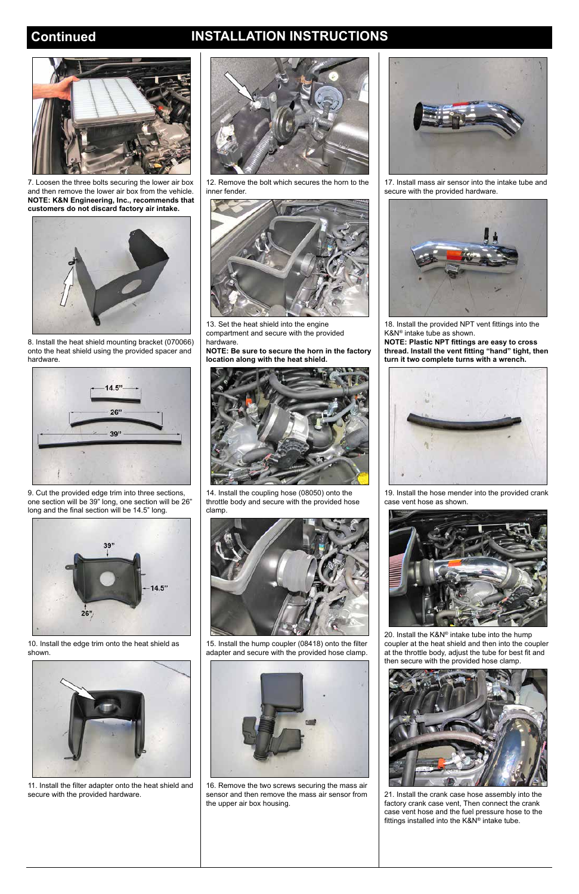## Continued

## INSTALLATION INSTRUCTIONS

7. Loosen the three bolts securing the lower air box and then remove the lower air box from the vehicle. **NOTE: K&N Engineering, Inc., recommends that customers do not discard factory air intake.**

8. Install the heat shield mounting bracket (070066) onto the heat shield using the provided spacer and hardware.

9. Cut the provided edge trim into three sections, one section will be 39" long, one section will be 26" long and the final section will be 14.5" long.

10. Install the edge trim onto the heat shield as shown.

11. Install the filter adapter onto the heat shield and secure with the provided hardware.

12. Remove the bolt which secures the horn to the inner fender.

13. Set the heat shield into the engine compartment and secure with the provided hardware.
**NOTE: Be sure to secure the horn in the factory location along with the heat shield.**

14. Install the coupling hose (08050) onto the throttle body and secure with the provided hose clamp.

15. Install the hump coupler (08418) onto the filter adapter and secure with the provided hose clamp.

16. Remove the two screws securing the mass air sensor and then remove the mass air sensor from the upper air box housing.

17. Install mass air sensor into the intake tube and secure with the provided hardware.

18. Install the provided NPT vent fittings into the K&N® intake tube as shown.
**NOTE: Plastic NPT fittings are easy to cross thread. Install the vent fitting "hand" tight, then turn it two complete turns with a wrench.**

19. Install the hose mender into the provided crank case vent hose as shown.

20. Install the K&N® intake tube into the hump coupler at the heat shield and then into the coupler at the throttle body, adjust the tube for best fit and then secure with the provided hose clamp.

21. Install the crank case hose assembly into the factory crank case vent, Then connect the crank case vent hose and the fuel pressure hose to the fittings installed into the K&N® intake tube.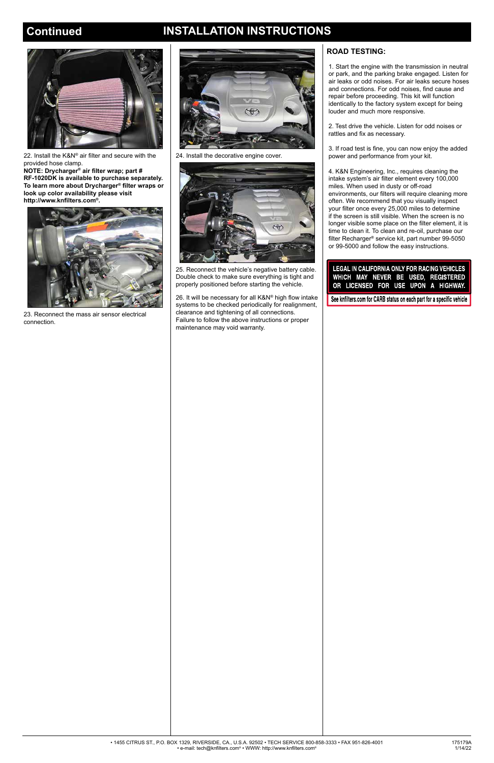# Continued INSTALLATION INSTRUCTIONS

22. Install the K&N® air filter and secure with the provided hose clamp.
**NOTE: Drycharger® air filter wrap; part # RF-1020DK is available to purchase separately. To learn more about Drycharger® filter wraps or look up color availability please visit http://www.knfilters.com®.**

23. Reconnect the mass air sensor electrical connection.

24. Install the decorative engine cover.

25. Reconnect the vehicle's negative battery cable. Double check to make sure everything is tight and properly positioned before starting the vehicle.

26. It will be necessary for all K&N® high flow intake systems to be checked periodically for realignment, clearance and tightening of all connections. Failure to follow the above instructions or proper maintenance may void warranty.

## ROAD TESTING:

1. Start the engine with the transmission in neutral or park, and the parking brake engaged. Listen for air leaks or odd noises. For air leaks secure hoses and connections. For odd noises, find cause and repair before proceeding. This kit will function identically to the factory system except for being louder and much more responsive.

2. Test drive the vehicle. Listen for odd noises or rattles and fix as necessary.

3. If road test is fine, you can now enjoy the added power and performance from your kit.

4. K&N Engineering, Inc., requires cleaning the intake system's air filter element every 100,000 miles. When used in dusty or off-road environments, our filters will require cleaning more often. We recommend that you visually inspect your filter once every 25,000 miles to determine if the screen is still visible. When the screen is no longer visible some place on the filter element, it is time to clean it. To clean and re-oil, purchase our filter Recharger® service kit, part number 99-5050 or 99-5000 and follow the easy instructions.

**LEGAL IN CALIFORNIA ONLY FOR RACING VEHICLES WHICH MAY NEVER BE USED, REGISTERED OR LICENSED FOR USE UPON A HIGHWAY.**

**See knfilters.com for CARB status on each part for a specific vehicle**

• 1455 CITRUS ST., P.O. BOX 1329, RIVERSIDE, CA., U.S.A. 92502 • TECH SERVICE 800-858-3333 • FAX 951-826-4001
• e-mail: tech@knfilters.com® • WWW: http://www.knfilters.com®

175179A
1/14/22